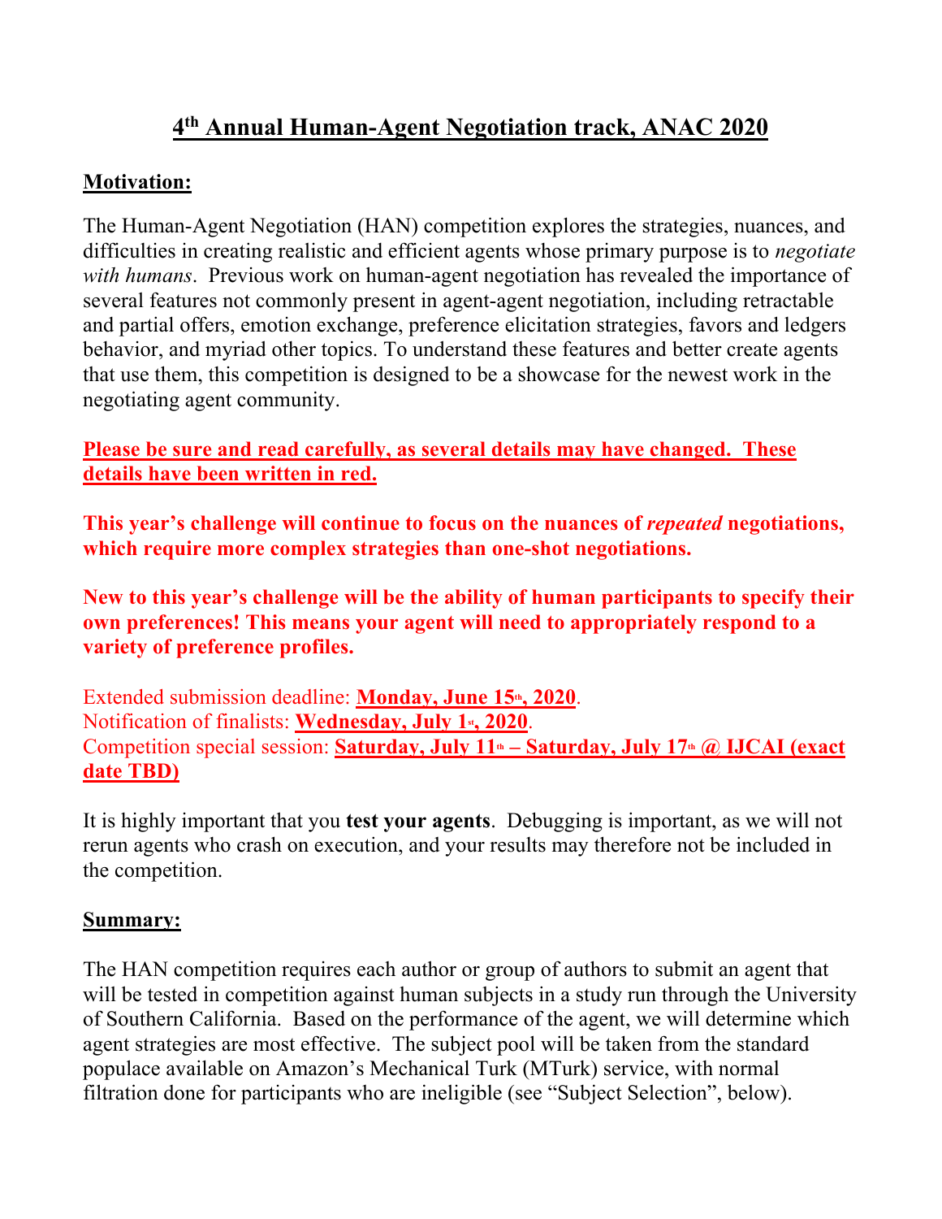# 4th Annual Human-Agent Negotiation track, ANAC 2020

## Motivation:

The Human-Agent Negotiation (HAN) competition explores the strategies, nuances, and difficulties in creating realistic and efficient agents whose primary purpose is to *negotiate with humans*. Previous work on human-agent negotiation has revealed the importance of several features not commonly present in agent-agent negotiation, including retractable and partial offers, emotion exchange, preference elicitation strategies, favors and ledgers behavior, and myriad other topics. To understand these features and better create agents that use them, this competition is designed to be a showcase for the newest work in the negotiating agent community.

**Please be sure and read carefully, as several details may have changed. These details have been written in red.**

**This year's challenge will continue to focus on the nuances of *repeated* negotiations, which require more complex strategies than one-shot negotiations.**

**New to this year's challenge will be the ability of human participants to specify their own preferences! This means your agent will need to appropriately respond to a variety of preference profiles.**

Extended submission deadline: **Monday, June 15th, 2020**.
Notification of finalists: **Wednesday, July 1st, 2020**.
Competition special session: **Saturday, July 11th – Saturday, July 17th @ IJCAI (exact date TBD)**

It is highly important that you **test your agents**. Debugging is important, as we will not rerun agents who crash on execution, and your results may therefore not be included in the competition.

## Summary:

The HAN competition requires each author or group of authors to submit an agent that will be tested in competition against human subjects in a study run through the University of Southern California. Based on the performance of the agent, we will determine which agent strategies are most effective. The subject pool will be taken from the standard populace available on Amazon's Mechanical Turk (MTurk) service, with normal filtration done for participants who are ineligible (see "Subject Selection", below).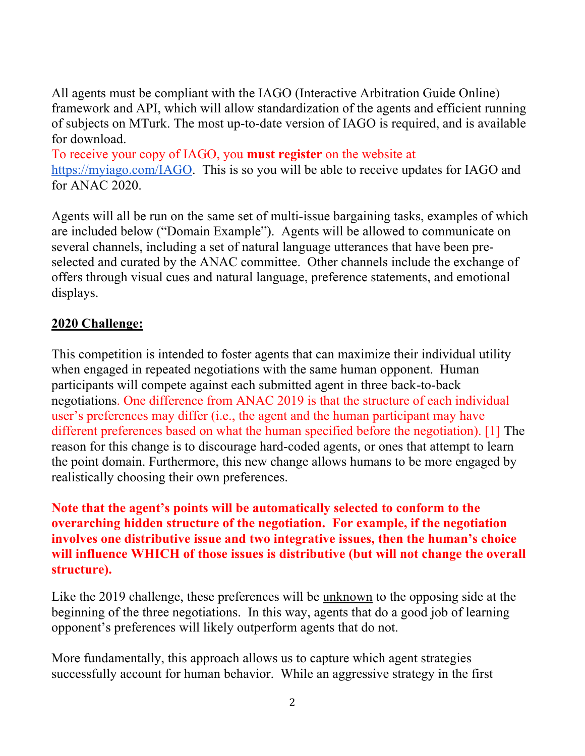All agents must be compliant with the IAGO (Interactive Arbitration Guide Online) framework and API, which will allow standardization of the agents and efficient running of subjects on MTurk. The most up-to-date version of IAGO is required, and is available for download.
To receive your copy of IAGO, you **must register** on the website at https://myiago.com/IAGO. This is so you will be able to receive updates for IAGO and for ANAC 2020.

Agents will all be run on the same set of multi-issue bargaining tasks, examples of which are included below ("Domain Example"). Agents will be allowed to communicate on several channels, including a set of natural language utterances that have been pre-selected and curated by the ANAC committee. Other channels include the exchange of offers through visual cues and natural language, preference statements, and emotional displays.

## 2020 Challenge:

This competition is intended to foster agents that can maximize their individual utility when engaged in repeated negotiations with the same human opponent. Human participants will compete against each submitted agent in three back-to-back negotiations. One difference from ANAC 2019 is that the structure of each individual user's preferences may differ (i.e., the agent and the human participant may have different preferences based on what the human specified before the negotiation). [1] The reason for this change is to discourage hard-coded agents, or ones that attempt to learn the point domain. Furthermore, this new change allows humans to be more engaged by realistically choosing their own preferences.

**Note that the agent's points will be automatically selected to conform to the overarching hidden structure of the negotiation. For example, if the negotiation involves one distributive issue and two integrative issues, then the human's choice will influence WHICH of those issues is distributive (but will not change the overall structure).**

Like the 2019 challenge, these preferences will be unknown to the opposing side at the beginning of the three negotiations. In this way, agents that do a good job of learning opponent's preferences will likely outperform agents that do not.

More fundamentally, this approach allows us to capture which agent strategies successfully account for human behavior. While an aggressive strategy in the first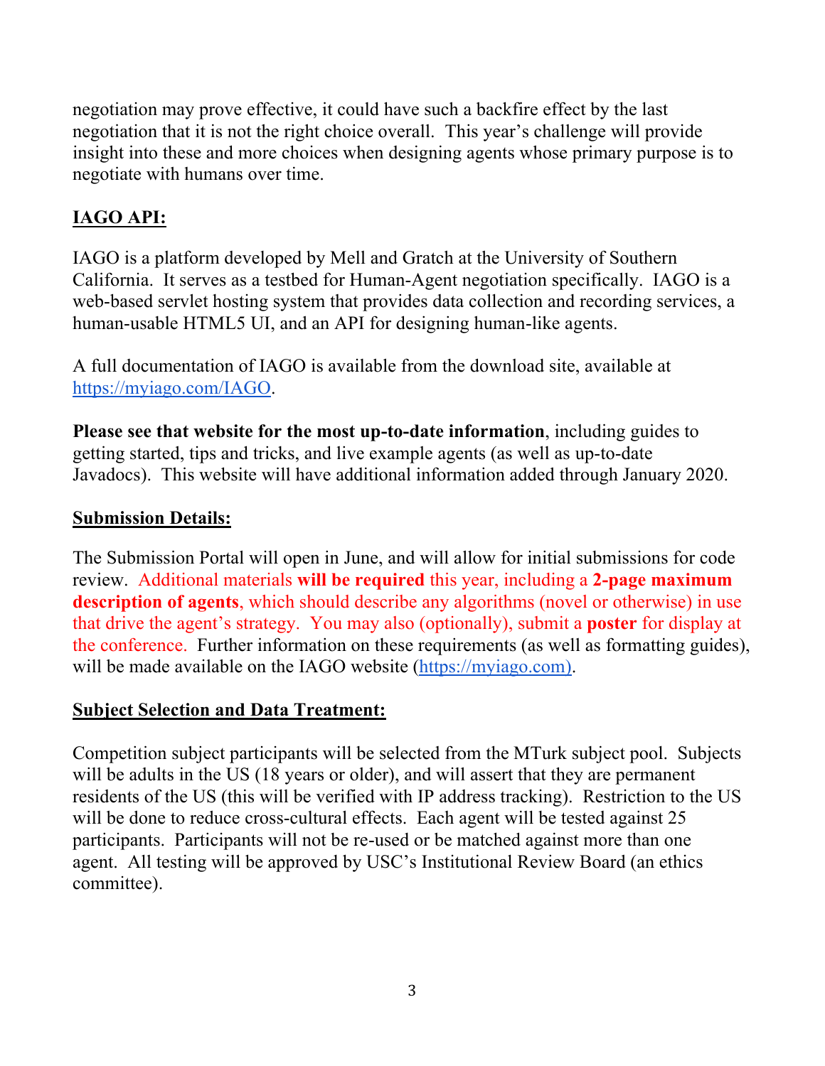negotiation may prove effective, it could have such a backfire effect by the last negotiation that it is not the right choice overall. This year's challenge will provide insight into these and more choices when designing agents whose primary purpose is to negotiate with humans over time.

## IAGO API:

IAGO is a platform developed by Mell and Gratch at the University of Southern California. It serves as a testbed for Human-Agent negotiation specifically. IAGO is a web-based servlet hosting system that provides data collection and recording services, a human-usable HTML5 UI, and an API for designing human-like agents.

A full documentation of IAGO is available from the download site, available at https://myiago.com/IAGO.

**Please see that website for the most up-to-date information**, including guides to getting started, tips and tricks, and live example agents (as well as up-to-date Javadocs). This website will have additional information added through January 2020.

## Submission Details:

The Submission Portal will open in June, and will allow for initial submissions for code review. Additional materials **will be required** this year, including a **2-page maximum description of agents**, which should describe any algorithms (novel or otherwise) in use that drive the agent's strategy. You may also (optionally), submit a **poster** for display at the conference. Further information on these requirements (as well as formatting guides), will be made available on the IAGO website (https://myiago.com).

## Subject Selection and Data Treatment:

Competition subject participants will be selected from the MTurk subject pool. Subjects will be adults in the US (18 years or older), and will assert that they are permanent residents of the US (this will be verified with IP address tracking). Restriction to the US will be done to reduce cross-cultural effects. Each agent will be tested against 25 participants. Participants will not be re-used or be matched against more than one agent. All testing will be approved by USC's Institutional Review Board (an ethics committee).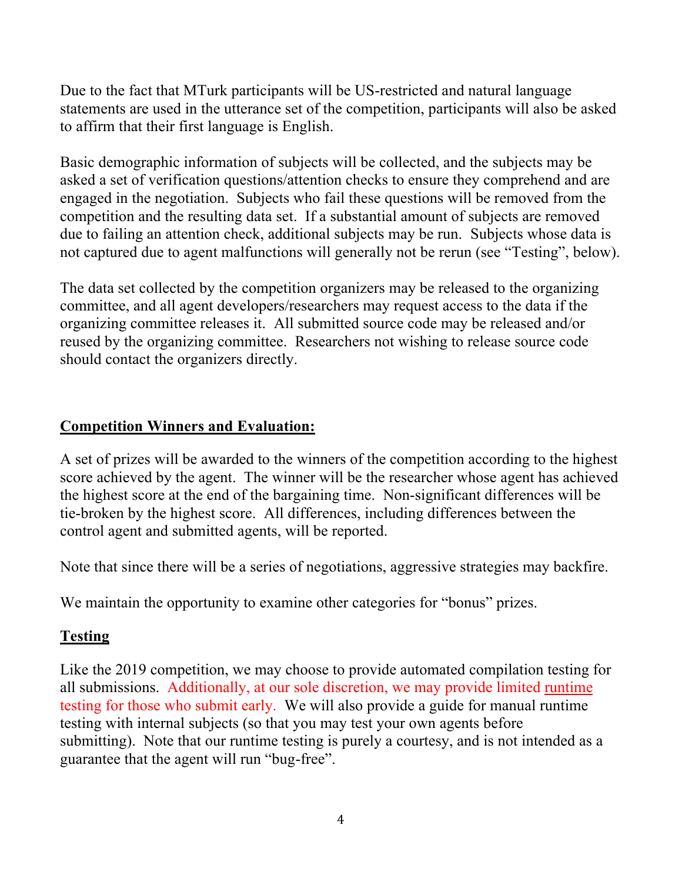Due to the fact that MTurk participants will be US-restricted and natural language statements are used in the utterance set of the competition, participants will also be asked to affirm that their first language is English.

Basic demographic information of subjects will be collected, and the subjects may be asked a set of verification questions/attention checks to ensure they comprehend and are engaged in the negotiation. Subjects who fail these questions will be removed from the competition and the resulting data set. If a substantial amount of subjects are removed due to failing an attention check, additional subjects may be run. Subjects whose data is not captured due to agent malfunctions will generally not be rerun (see "Testing", below).

The data set collected by the competition organizers may be released to the organizing committee, and all agent developers/researchers may request access to the data if the organizing committee releases it. All submitted source code may be released and/or reused by the organizing committee. Researchers not wishing to release source code should contact the organizers directly.

## **Competition Winners and Evaluation:**

A set of prizes will be awarded to the winners of the competition according to the highest score achieved by the agent. The winner will be the researcher whose agent has achieved the highest score at the end of the bargaining time. Non-significant differences will be tie-broken by the highest score. All differences, including differences between the control agent and submitted agents, will be reported.

Note that since there will be a series of negotiations, aggressive strategies may backfire.

We maintain the opportunity to examine other categories for "bonus" prizes.

## **Testing**

Like the 2019 competition, we may choose to provide automated compilation testing for all submissions. Additionally, at our sole discretion, we may provide limited runtime testing for those who submit early. We will also provide a guide for manual runtime testing with internal subjects (so that you may test your own agents before submitting). Note that our runtime testing is purely a courtesy, and is not intended as a guarantee that the agent will run "bug-free".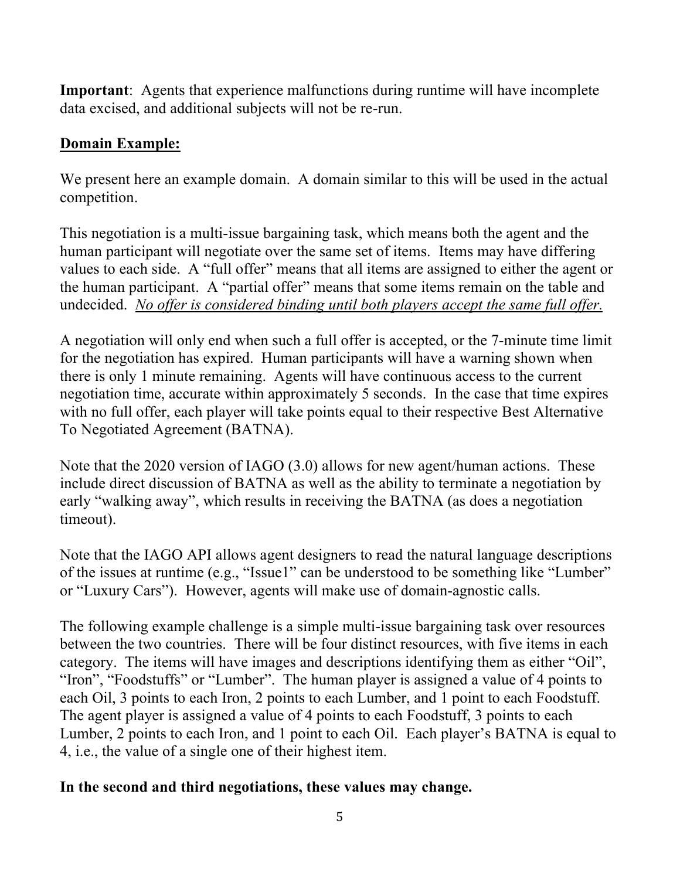**Important**: Agents that experience malfunctions during runtime will have incomplete data excised, and additional subjects will not be re-run.

## Domain Example:

We present here an example domain. A domain similar to this will be used in the actual competition.

This negotiation is a multi-issue bargaining task, which means both the agent and the human participant will negotiate over the same set of items. Items may have differing values to each side. A "full offer" means that all items are assigned to either the agent or the human participant. A "partial offer" means that some items remain on the table and undecided. *No offer is considered binding until both players accept the same full offer.*

A negotiation will only end when such a full offer is accepted, or the 7-minute time limit for the negotiation has expired. Human participants will have a warning shown when there is only 1 minute remaining. Agents will have continuous access to the current negotiation time, accurate within approximately 5 seconds. In the case that time expires with no full offer, each player will take points equal to their respective Best Alternative To Negotiated Agreement (BATNA).

Note that the 2020 version of IAGO (3.0) allows for new agent/human actions. These include direct discussion of BATNA as well as the ability to terminate a negotiation by early "walking away", which results in receiving the BATNA (as does a negotiation timeout).

Note that the IAGO API allows agent designers to read the natural language descriptions of the issues at runtime (e.g., "Issue1" can be understood to be something like "Lumber" or "Luxury Cars"). However, agents will make use of domain-agnostic calls.

The following example challenge is a simple multi-issue bargaining task over resources between the two countries. There will be four distinct resources, with five items in each category. The items will have images and descriptions identifying them as either "Oil", "Iron", "Foodstuffs" or "Lumber". The human player is assigned a value of 4 points to each Oil, 3 points to each Iron, 2 points to each Lumber, and 1 point to each Foodstuff. The agent player is assigned a value of 4 points to each Foodstuff, 3 points to each Lumber, 2 points to each Iron, and 1 point to each Oil. Each player's BATNA is equal to 4, i.e., the value of a single one of their highest item.

**In the second and third negotiations, these values may change.**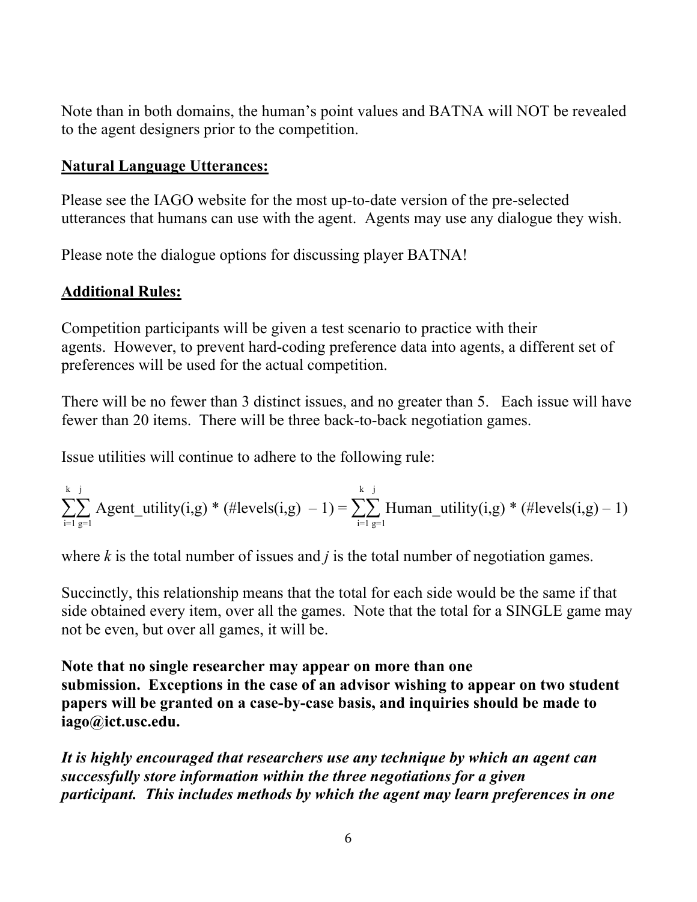Note than in both domains, the human's point values and BATNA will NOT be revealed to the agent designers prior to the competition.

**Natural Language Utterances:**

Please see the IAGO website for the most up-to-date version of the pre-selected utterances that humans can use with the agent. Agents may use any dialogue they wish.

Please note the dialogue options for discussing player BATNA!

**Additional Rules:**

Competition participants will be given a test scenario to practice with their agents. However, to prevent hard-coding preference data into agents, a different set of preferences will be used for the actual competition.

There will be no fewer than 3 distinct issues, and no greater than 5. Each issue will have fewer than 20 items. There will be three back-to-back negotiation games.

Issue utilities will continue to adhere to the following rule:

$$\sum_{i=1}^{k}\sum_{g=1}^{j} \text{Agent\_utility}(i,g) * (\#\text{levels}(i,g) - 1) = \sum_{i=1}^{k}\sum_{g=1}^{j} \text{Human\_utility}(i,g) * (\#\text{levels}(i,g) - 1)$$

where $k$ is the total number of issues and $j$ is the total number of negotiation games.

Succinctly, this relationship means that the total for each side would be the same if that side obtained every item, over all the games. Note that the total for a SINGLE game may not be even, but over all games, it will be.

**Note that no single researcher may appear on more than one submission. Exceptions in the case of an advisor wishing to appear on two student papers will be granted on a case-by-case basis, and inquiries should be made to iago@ict.usc.edu.**

***It is highly encouraged that researchers use any technique by which an agent can successfully store information within the three negotiations for a given participant. This includes methods by which the agent may learn preferences in one***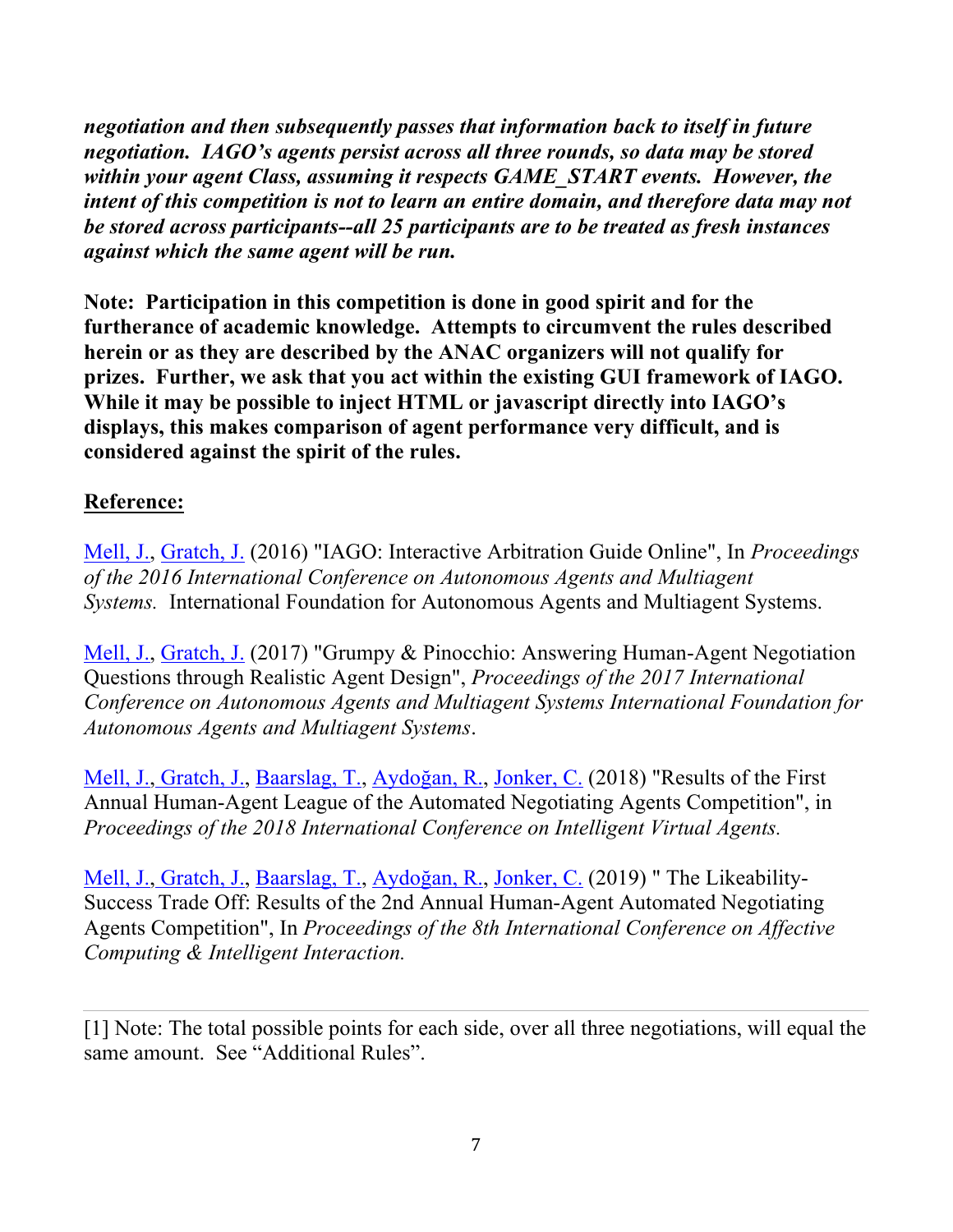***negotiation and then subsequently passes that information back to itself in future negotiation. IAGO's agents persist across all three rounds, so data may be stored within your agent Class, assuming it respects GAME_START events. However, the intent of this competition is not to learn an entire domain, and therefore data may not be stored across participants--all 25 participants are to be treated as fresh instances against which the same agent will be run.***

**Note: Participation in this competition is done in good spirit and for the furtherance of academic knowledge. Attempts to circumvent the rules described herein or as they are described by the ANAC organizers will not qualify for prizes. Further, we ask that you act within the existing GUI framework of IAGO. While it may be possible to inject HTML or javascript directly into IAGO's displays, this makes comparison of agent performance very difficult, and is considered against the spirit of the rules.**

**Reference:**

Mell, J., Gratch, J. (2016) "IAGO: Interactive Arbitration Guide Online", In *Proceedings of the 2016 International Conference on Autonomous Agents and Multiagent Systems.* International Foundation for Autonomous Agents and Multiagent Systems.

Mell, J., Gratch, J. (2017) "Grumpy & Pinocchio: Answering Human-Agent Negotiation Questions through Realistic Agent Design", *Proceedings of the 2017 International Conference on Autonomous Agents and Multiagent Systems International Foundation for Autonomous Agents and Multiagent Systems*.

Mell, J., Gratch, J., Baarslag, T., Aydoğan, R., Jonker, C. (2018) "Results of the First Annual Human-Agent League of the Automated Negotiating Agents Competition", in *Proceedings of the 2018 International Conference on Intelligent Virtual Agents.*

Mell, J., Gratch, J., Baarslag, T., Aydoğan, R., Jonker, C. (2019) " The Likeability-Success Trade Off: Results of the 2nd Annual Human-Agent Automated Negotiating Agents Competition", In *Proceedings of the 8th International Conference on Affective Computing & Intelligent Interaction.*

---

[1] Note: The total possible points for each side, over all three negotiations, will equal the same amount. See "Additional Rules".